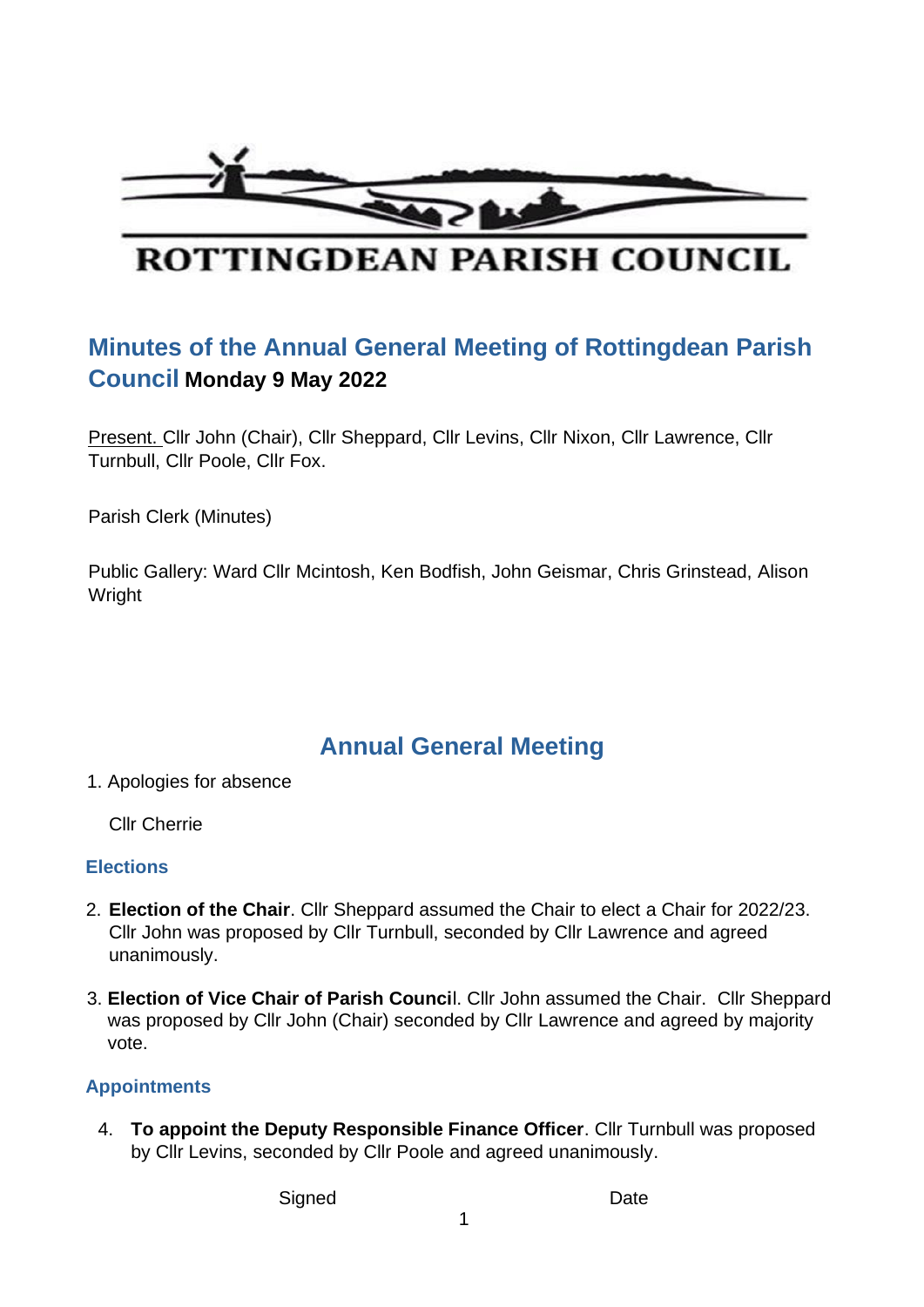ROTTINGDEAN PARISH COUNCIL

# Minutes of the Annual General Meeting of Rottingdean Parish Council **Monday 9 May 2022**

Present. Cllr John (Chair), Cllr Sheppard, Cllr Levins, Cllr Nixon, Cllr Lawrence, Cllr Turnbull, Cllr Poole, Cllr Fox.

Parish Clerk (Minutes)

Public Gallery: Ward Cllr Mcintosh, Ken Bodfish, John Geismar, Chris Grinstead, Alison Wright

## Annual General Meeting

1. Apologies for absence

   Cllr Cherrie

### Elections

2. **Election of the Chair**. Cllr Sheppard assumed the Chair to elect a Chair for 2022/23. Cllr John was proposed by Cllr Turnbull, seconded by Cllr Lawrence and agreed unanimously.

3. **Election of Vice Chair of Parish Counci**l. Cllr John assumed the Chair. Cllr Sheppard was proposed by Cllr John (Chair) seconded by Cllr Lawrence and agreed by majority vote.

### Appointments

4. **To appoint the Deputy Responsible Finance Officer**. Cllr Turnbull was proposed by Cllr Levins, seconded by Cllr Poole and agreed unanimously.

Signed Date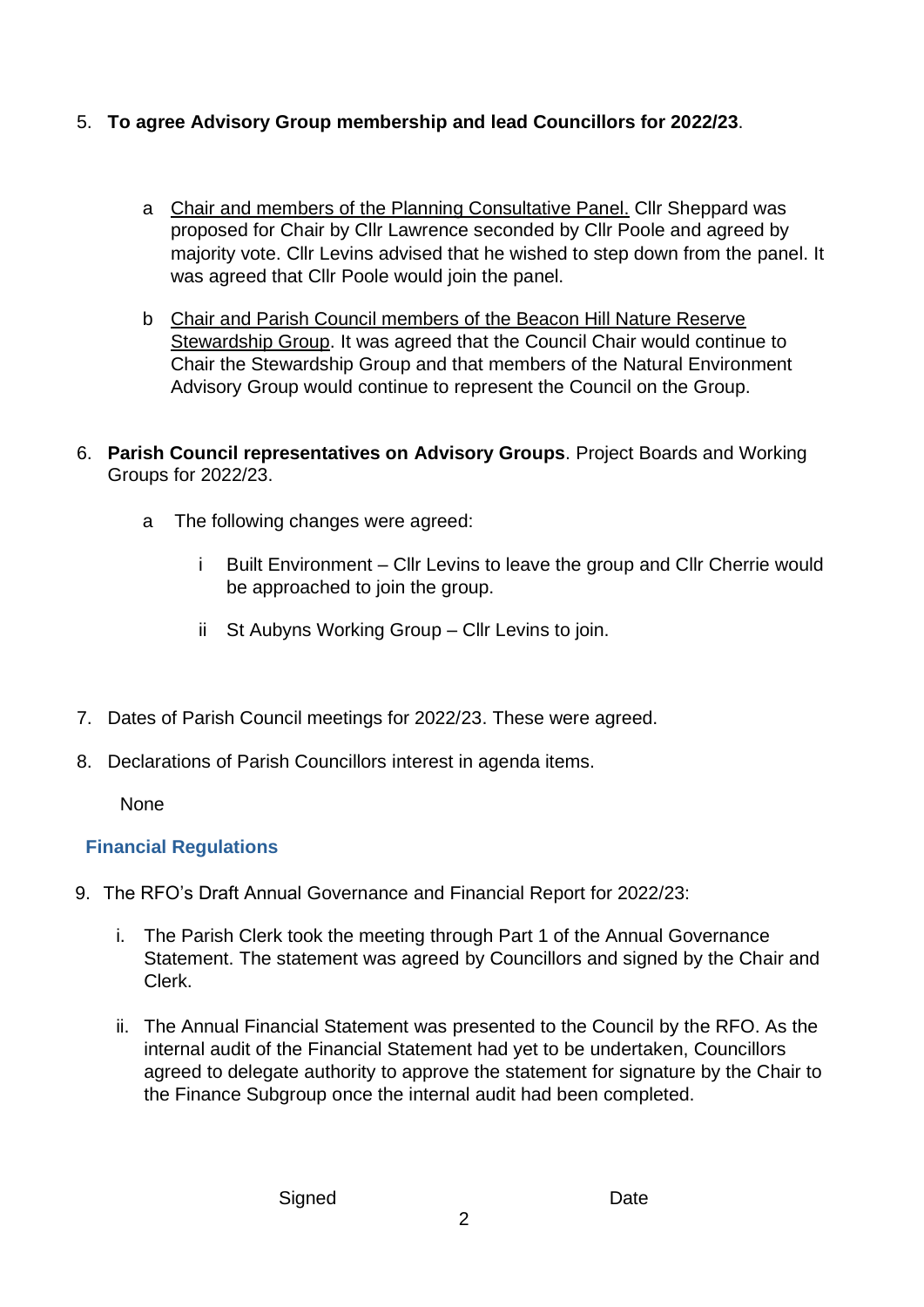5. **To agree Advisory Group membership and lead Councillors for 2022/23**.

   a. Chair and members of the Planning Consultative Panel. Cllr Sheppard was proposed for Chair by Cllr Lawrence seconded by Cllr Poole and agreed by majority vote. Cllr Levins advised that he wished to step down from the panel. It was agreed that Cllr Poole would join the panel.

   b. Chair and Parish Council members of the Beacon Hill Nature Reserve Stewardship Group. It was agreed that the Council Chair would continue to Chair the Stewardship Group and that members of the Natural Environment Advisory Group would continue to represent the Council on the Group.

6. **Parish Council representatives on Advisory Groups**. Project Boards and Working Groups for 2022/23.

   a. The following changes were agreed:

      i. Built Environment – Cllr Levins to leave the group and Cllr Cherrie would be approached to join the group.

      ii. St Aubyns Working Group – Cllr Levins to join.

7. Dates of Parish Council meetings for 2022/23. These were agreed.

8. Declarations of Parish Councillors interest in agenda items.

   None

### Financial Regulations

9. The RFO's Draft Annual Governance and Financial Report for 2022/23:

   i. The Parish Clerk took the meeting through Part 1 of the Annual Governance Statement. The statement was agreed by Councillors and signed by the Chair and Clerk.

   ii. The Annual Financial Statement was presented to the Council by the RFO. As the internal audit of the Financial Statement had yet to be undertaken, Councillors agreed to delegate authority to approve the statement for signature by the Chair to the Finance Subgroup once the internal audit had been completed.

Signed Date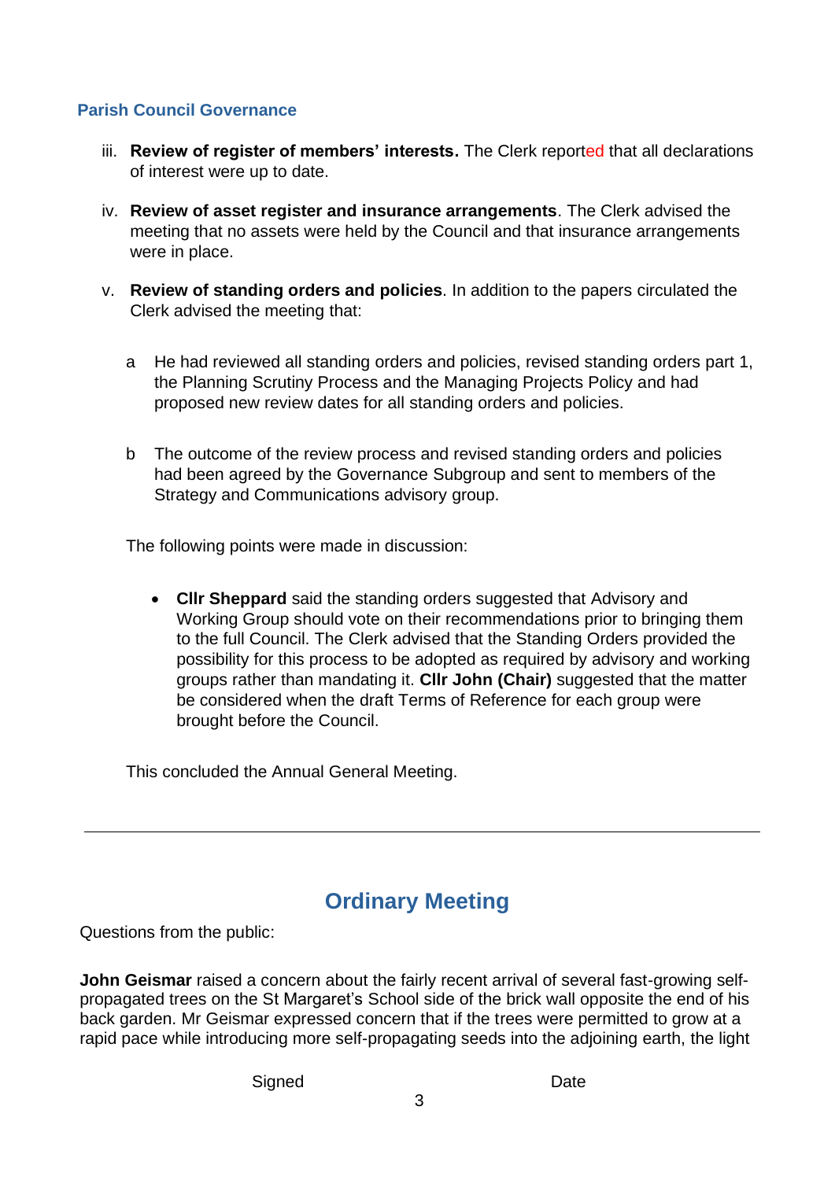### Parish Council Governance

iii. **Review of register of members' interests.** The Clerk reported that all declarations of interest were up to date.

iv. **Review of asset register and insurance arrangements**. The Clerk advised the meeting that no assets were held by the Council and that insurance arrangements were in place.

v. **Review of standing orders and policies**. In addition to the papers circulated the Clerk advised the meeting that:

a He had reviewed all standing orders and policies, revised standing orders part 1, the Planning Scrutiny Process and the Managing Projects Policy and had proposed new review dates for all standing orders and policies.

b The outcome of the review process and revised standing orders and policies had been agreed by the Governance Subgroup and sent to members of the Strategy and Communications advisory group.

The following points were made in discussion:

- **Cllr Sheppard** said the standing orders suggested that Advisory and Working Group should vote on their recommendations prior to bringing them to the full Council. The Clerk advised that the Standing Orders provided the possibility for this process to be adopted as required by advisory and working groups rather than mandating it. **Cllr John (Chair)** suggested that the matter be considered when the draft Terms of Reference for each group were brought before the Council.

This concluded the Annual General Meeting.

---

## Ordinary Meeting

Questions from the public:

**John Geismar** raised a concern about the fairly recent arrival of several fast-growing self-propagated trees on the St Margaret's School side of the brick wall opposite the end of his back garden. Mr Geismar expressed concern that if the trees were permitted to grow at a rapid pace while introducing more self-propagating seeds into the adjoining earth, the light

Signed Date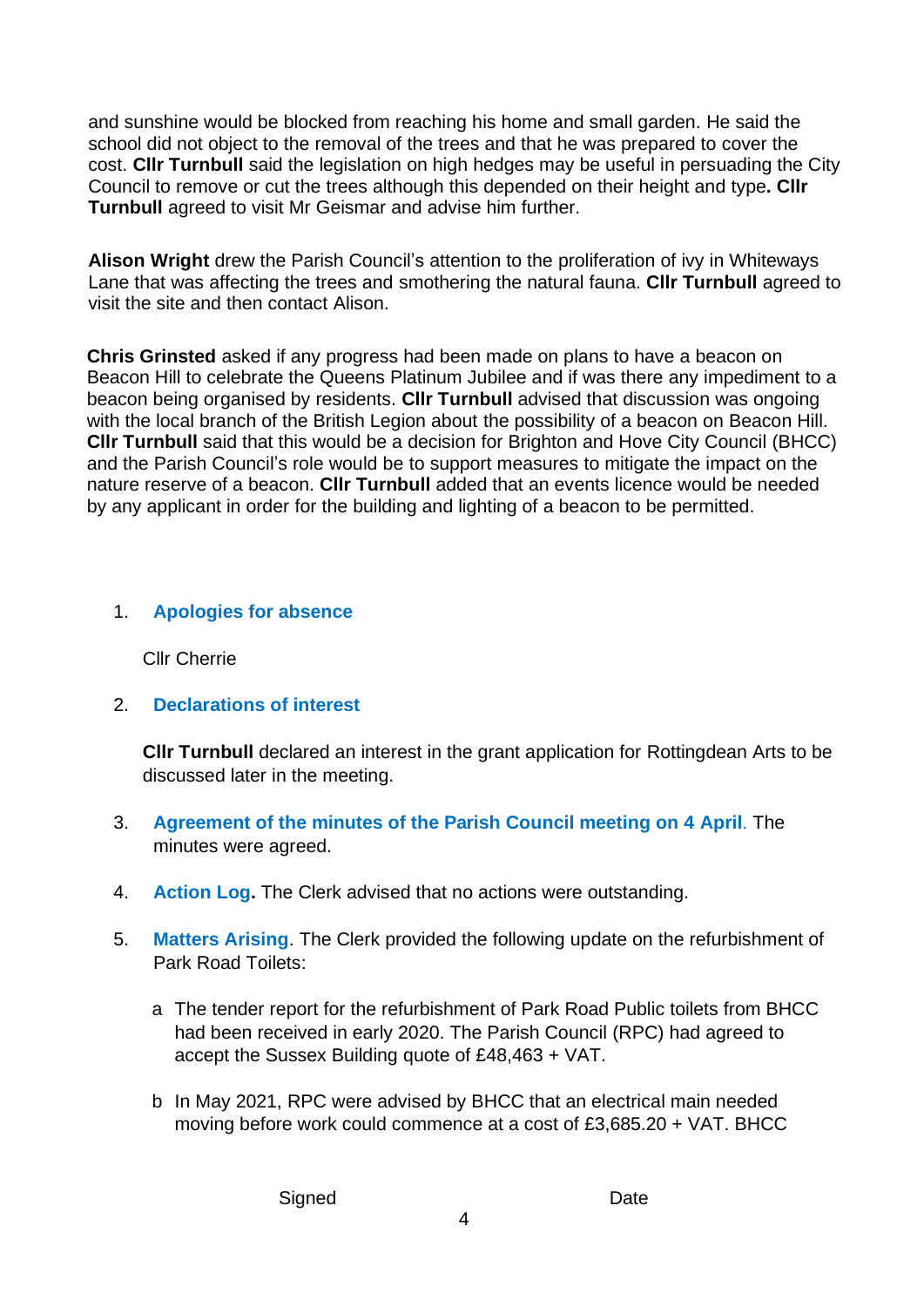and sunshine would be blocked from reaching his home and small garden. He said the school did not object to the removal of the trees and that he was prepared to cover the cost. **Cllr Turnbull** said the legislation on high hedges may be useful in persuading the City Council to remove or cut the trees although this depended on their height and type**. Cllr Turnbull** agreed to visit Mr Geismar and advise him further.

**Alison Wright** drew the Parish Council's attention to the proliferation of ivy in Whiteways Lane that was affecting the trees and smothering the natural fauna. **Cllr Turnbull** agreed to visit the site and then contact Alison.

**Chris Grinsted** asked if any progress had been made on plans to have a beacon on Beacon Hill to celebrate the Queens Platinum Jubilee and if was there any impediment to a beacon being organised by residents. **Cllr Turnbull** advised that discussion was ongoing with the local branch of the British Legion about the possibility of a beacon on Beacon Hill. **Cllr Turnbull** said that this would be a decision for Brighton and Hove City Council (BHCC) and the Parish Council's role would be to support measures to mitigate the impact on the nature reserve of a beacon. **Cllr Turnbull** added that an events licence would be needed by any applicant in order for the building and lighting of a beacon to be permitted.

1. **Apologies for absence**

   Cllr Cherrie

2. **Declarations of interest**

   **Cllr Turnbull** declared an interest in the grant application for Rottingdean Arts to be discussed later in the meeting.

3. **Agreement of the minutes of the Parish Council meeting on 4 April**. The minutes were agreed.

4. **Action Log.** The Clerk advised that no actions were outstanding.

5. **Matters Arising**. The Clerk provided the following update on the refurbishment of Park Road Toilets:

   a. The tender report for the refurbishment of Park Road Public toilets from BHCC had been received in early 2020. The Parish Council (RPC) had agreed to accept the Sussex Building quote of £48,463 + VAT.

   b. In May 2021, RPC were advised by BHCC that an electrical main needed moving before work could commence at a cost of £3,685.20 + VAT. BHCC

Signed Date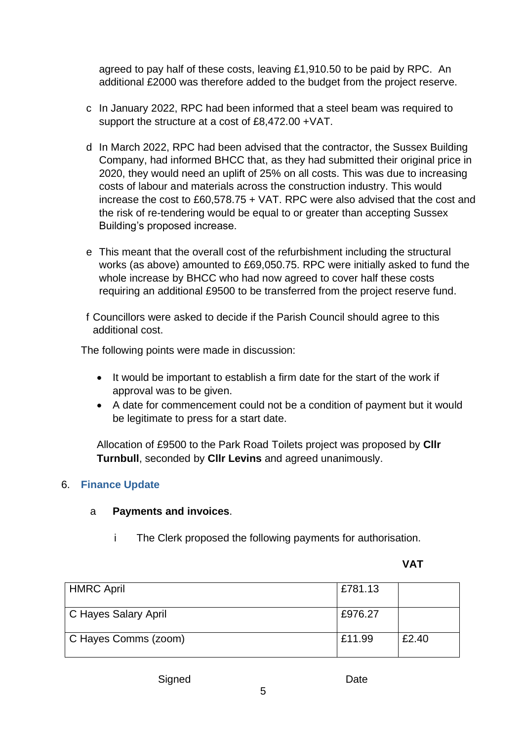agreed to pay half of these costs, leaving £1,910.50 to be paid by RPC. An additional £2000 was therefore added to the budget from the project reserve.

c In January 2022, RPC had been informed that a steel beam was required to support the structure at a cost of £8,472.00 +VAT.

d In March 2022, RPC had been advised that the contractor, the Sussex Building Company, had informed BHCC that, as they had submitted their original price in 2020, they would need an uplift of 25% on all costs. This was due to increasing costs of labour and materials across the construction industry. This would increase the cost to £60,578.75 + VAT. RPC were also advised that the cost and the risk of re-tendering would be equal to or greater than accepting Sussex Building's proposed increase.

e This meant that the overall cost of the refurbishment including the structural works (as above) amounted to £69,050.75. RPC were initially asked to fund the whole increase by BHCC who had now agreed to cover half these costs requiring an additional £9500 to be transferred from the project reserve fund.

f Councillors were asked to decide if the Parish Council should agree to this additional cost.

The following points were made in discussion:

- It would be important to establish a firm date for the start of the work if approval was to be given.
- A date for commencement could not be a condition of payment but it would be legitimate to press for a start date.

Allocation of £9500 to the Park Road Toilets project was proposed by **Cllr Turnbull**, seconded by **Cllr Levins** and agreed unanimously.

## 6. Finance Update

### a **Payments and invoices**.

i The Clerk proposed the following payments for authorisation.

| | | VAT |
|---|---|---|
| HMRC April | £781.13 | |
| C Hayes Salary April | £976.27 | |
| C Hayes Comms (zoom) | £11.99 | £2.40 |

Signed Date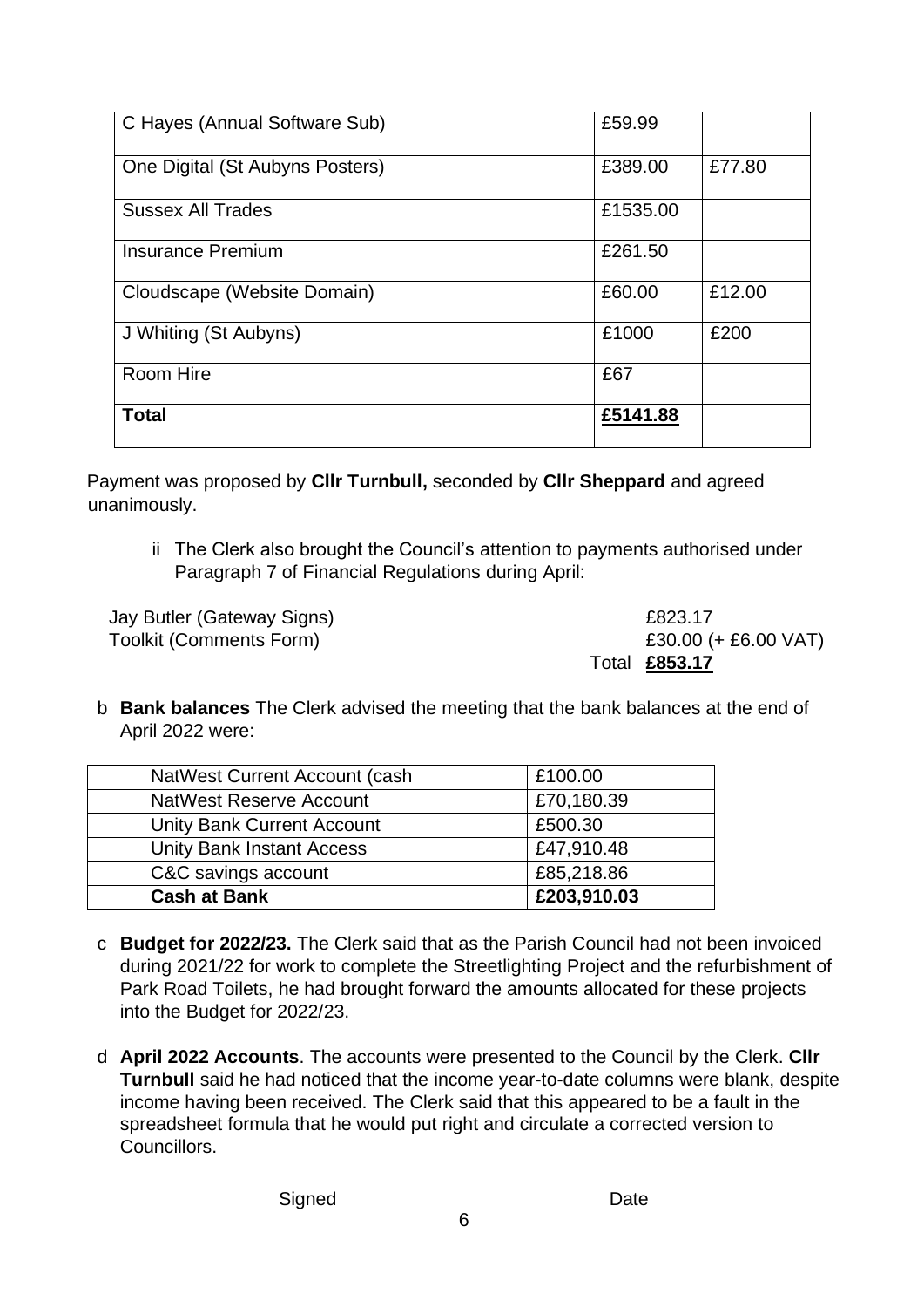| C Hayes (Annual Software Sub) | £59.99 | |
|---|---|---|
| One Digital (St Aubyns Posters) | £389.00 | £77.80 |
| Sussex All Trades | £1535.00 | |
| Insurance Premium | £261.50 | |
| Cloudscape (Website Domain) | £60.00 | £12.00 |
| J Whiting (St Aubyns) | £1000 | £200 |
| Room Hire | £67 | |
| **Total** | **£5141.88** | |

Payment was proposed by **Cllr Turnbull,** seconded by **Cllr Sheppard** and agreed unanimously.

ii The Clerk also brought the Council's attention to payments authorised under Paragraph 7 of Financial Regulations during April:

| | |
|---|---|
| Jay Butler (Gateway Signs) | £823.17 |
| Toolkit (Comments Form) | £30.00 (+ £6.00 VAT) |
| Total | **£853.17** |

b **Bank balances** The Clerk advised the meeting that the bank balances at the end of April 2022 were:

| NatWest Current Account (cash | £100.00 |
|---|---|
| NatWest Reserve Account | £70,180.39 |
| Unity Bank Current Account | £500.30 |
| Unity Bank Instant Access | £47,910.48 |
| C&C savings account | £85,218.86 |
| **Cash at Bank** | **£203,910.03** |

c **Budget for 2022/23.** The Clerk said that as the Parish Council had not been invoiced during 2021/22 for work to complete the Streetlighting Project and the refurbishment of Park Road Toilets, he had brought forward the amounts allocated for these projects into the Budget for 2022/23.

d **April 2022 Accounts**. The accounts were presented to the Council by the Clerk. **Cllr Turnbull** said he had noticed that the income year-to-date columns were blank, despite income having been received. The Clerk said that this appeared to be a fault in the spreadsheet formula that he would put right and circulate a corrected version to Councillors.

Signed Date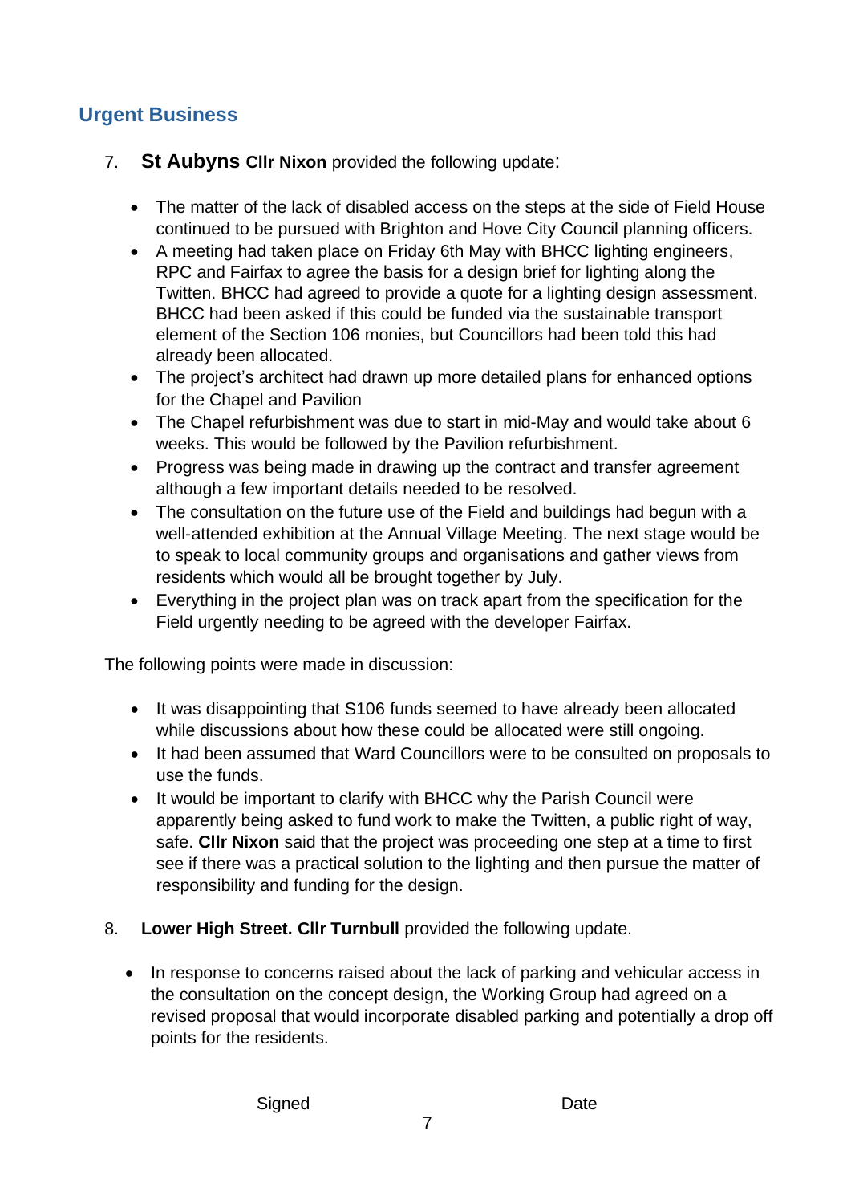## Urgent Business

7. **St Aubyns Cllr Nixon** provided the following update:

- The matter of the lack of disabled access on the steps at the side of Field House continued to be pursued with Brighton and Hove City Council planning officers.
- A meeting had taken place on Friday 6th May with BHCC lighting engineers, RPC and Fairfax to agree the basis for a design brief for lighting along the Twitten. BHCC had agreed to provide a quote for a lighting design assessment. BHCC had been asked if this could be funded via the sustainable transport element of the Section 106 monies, but Councillors had been told this had already been allocated.
- The project's architect had drawn up more detailed plans for enhanced options for the Chapel and Pavilion
- The Chapel refurbishment was due to start in mid-May and would take about 6 weeks. This would be followed by the Pavilion refurbishment.
- Progress was being made in drawing up the contract and transfer agreement although a few important details needed to be resolved.
- The consultation on the future use of the Field and buildings had begun with a well-attended exhibition at the Annual Village Meeting. The next stage would be to speak to local community groups and organisations and gather views from residents which would all be brought together by July.
- Everything in the project plan was on track apart from the specification for the Field urgently needing to be agreed with the developer Fairfax.

The following points were made in discussion:

- It was disappointing that S106 funds seemed to have already been allocated while discussions about how these could be allocated were still ongoing.
- It had been assumed that Ward Councillors were to be consulted on proposals to use the funds.
- It would be important to clarify with BHCC why the Parish Council were apparently being asked to fund work to make the Twitten, a public right of way, safe. **Cllr Nixon** said that the project was proceeding one step at a time to first see if there was a practical solution to the lighting and then pursue the matter of responsibility and funding for the design.

8. **Lower High Street. Cllr Turnbull** provided the following update.

- In response to concerns raised about the lack of parking and vehicular access in the consultation on the concept design, the Working Group had agreed on a revised proposal that would incorporate disabled parking and potentially a drop off points for the residents.

Signed Date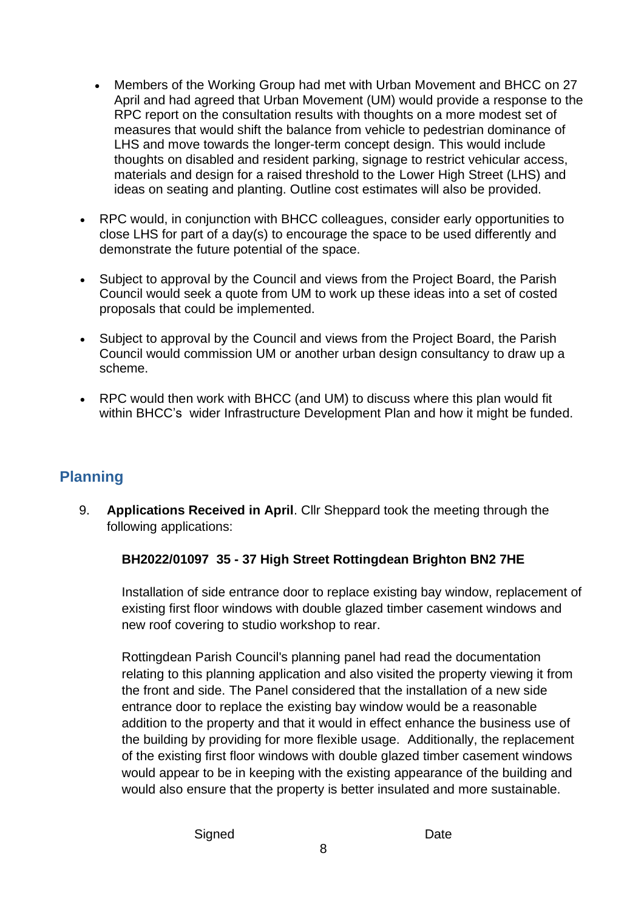- Members of the Working Group had met with Urban Movement and BHCC on 27 April and had agreed that Urban Movement (UM) would provide a response to the RPC report on the consultation results with thoughts on a more modest set of measures that would shift the balance from vehicle to pedestrian dominance of LHS and move towards the longer-term concept design. This would include thoughts on disabled and resident parking, signage to restrict vehicular access, materials and design for a raised threshold to the Lower High Street (LHS) and ideas on seating and planting. Outline cost estimates will also be provided.

- RPC would, in conjunction with BHCC colleagues, consider early opportunities to close LHS for part of a day(s) to encourage the space to be used differently and demonstrate the future potential of the space.

- Subject to approval by the Council and views from the Project Board, the Parish Council would seek a quote from UM to work up these ideas into a set of costed proposals that could be implemented.

- Subject to approval by the Council and views from the Project Board, the Parish Council would commission UM or another urban design consultancy to draw up a scheme.

- RPC would then work with BHCC (and UM) to discuss where this plan would fit within BHCC's wider Infrastructure Development Plan and how it might be funded.

## Planning

9. **Applications Received in April**. Cllr Sheppard took the meeting through the following applications:

   **BH2022/01097 35 - 37 High Street Rottingdean Brighton BN2 7HE**

   Installation of side entrance door to replace existing bay window, replacement of existing first floor windows with double glazed timber casement windows and new roof covering to studio workshop to rear.

   Rottingdean Parish Council's planning panel had read the documentation relating to this planning application and also visited the property viewing it from the front and side. The Panel considered that the installation of a new side entrance door to replace the existing bay window would be a reasonable addition to the property and that it would in effect enhance the business use of the building by providing for more flexible usage. Additionally, the replacement of the existing first floor windows with double glazed timber casement windows would appear to be in keeping with the existing appearance of the building and would also ensure that the property is better insulated and more sustainable.

Signed Date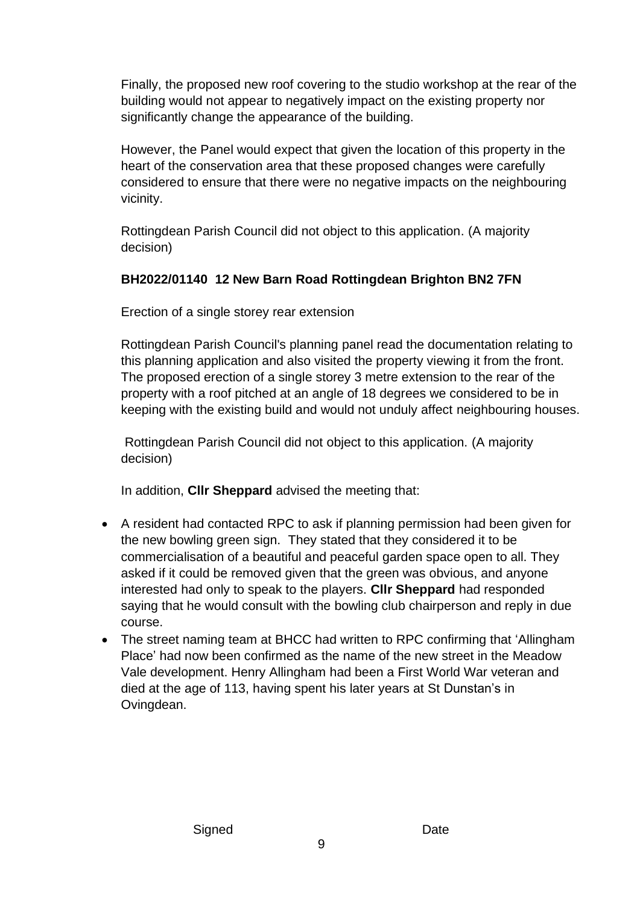Finally, the proposed new roof covering to the studio workshop at the rear of the building would not appear to negatively impact on the existing property nor significantly change the appearance of the building.

However, the Panel would expect that given the location of this property in the heart of the conservation area that these proposed changes were carefully considered to ensure that there were no negative impacts on the neighbouring vicinity.

Rottingdean Parish Council did not object to this application. (A majority decision)

**BH2022/01140 12 New Barn Road Rottingdean Brighton BN2 7FN**

Erection of a single storey rear extension

Rottingdean Parish Council's planning panel read the documentation relating to this planning application and also visited the property viewing it from the front. The proposed erection of a single storey 3 metre extension to the rear of the property with a roof pitched at an angle of 18 degrees we considered to be in keeping with the existing build and would not unduly affect neighbouring houses.

Rottingdean Parish Council did not object to this application. (A majority decision)

In addition, **Cllr Sheppard** advised the meeting that:

- A resident had contacted RPC to ask if planning permission had been given for the new bowling green sign. They stated that they considered it to be commercialisation of a beautiful and peaceful garden space open to all. They asked if it could be removed given that the green was obvious, and anyone interested had only to speak to the players. **Cllr Sheppard** had responded saying that he would consult with the bowling club chairperson and reply in due course.
- The street naming team at BHCC had written to RPC confirming that 'Allingham Place' had now been confirmed as the name of the new street in the Meadow Vale development. Henry Allingham had been a First World War veteran and died at the age of 113, having spent his later years at St Dunstan's in Ovingdean.

Signed Date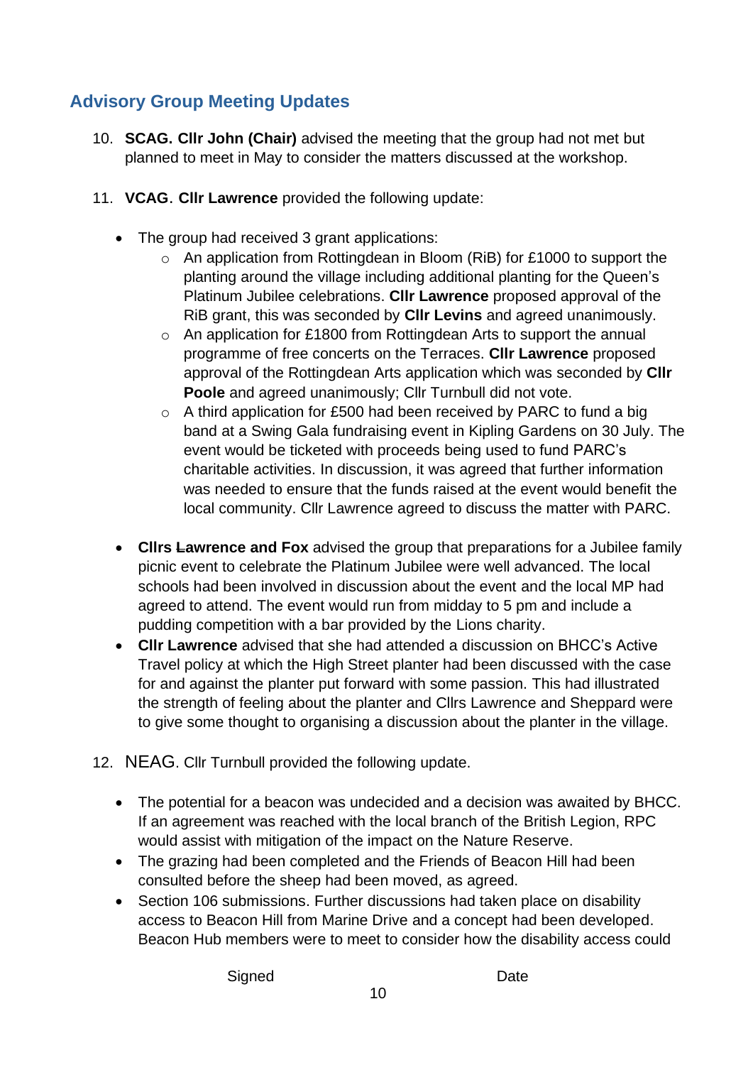## Advisory Group Meeting Updates

10. **SCAG. Cllr John (Chair)** advised the meeting that the group had not met but planned to meet in May to consider the matters discussed at the workshop.

11. **VCAG**. **Cllr Lawrence** provided the following update:

    - The group had received 3 grant applications:
        - An application from Rottingdean in Bloom (RiB) for £1000 to support the planting around the village including additional planting for the Queen's Platinum Jubilee celebrations. **Cllr Lawrence** proposed approval of the RiB grant, this was seconded by **Cllr Levins** and agreed unanimously.
        - An application for £1800 from Rottingdean Arts to support the annual programme of free concerts on the Terraces. **Cllr Lawrence** proposed approval of the Rottingdean Arts application which was seconded by **Cllr Poole** and agreed unanimously; Cllr Turnbull did not vote.
        - A third application for £500 had been received by PARC to fund a big band at a Swing Gala fundraising event in Kipling Gardens on 30 July. The event would be ticketed with proceeds being used to fund PARC's charitable activities. In discussion, it was agreed that further information was needed to ensure that the funds raised at the event would benefit the local community. Cllr Lawrence agreed to discuss the matter with PARC.

    - **Cllrs Lawrence and Fox** advised the group that preparations for a Jubilee family picnic event to celebrate the Platinum Jubilee were well advanced. The local schools had been involved in discussion about the event and the local MP had agreed to attend. The event would run from midday to 5 pm and include a pudding competition with a bar provided by the Lions charity.
    - **Cllr Lawrence** advised that she had attended a discussion on BHCC's Active Travel policy at which the High Street planter had been discussed with the case for and against the planter put forward with some passion. This had illustrated the strength of feeling about the planter and Cllrs Lawrence and Sheppard were to give some thought to organising a discussion about the planter in the village.

12. NEAG. Cllr Turnbull provided the following update.

    - The potential for a beacon was undecided and a decision was awaited by BHCC. If an agreement was reached with the local branch of the British Legion, RPC would assist with mitigation of the impact on the Nature Reserve.
    - The grazing had been completed and the Friends of Beacon Hill had been consulted before the sheep had been moved, as agreed.
    - Section 106 submissions. Further discussions had taken place on disability access to Beacon Hill from Marine Drive and a concept had been developed. Beacon Hub members were to meet to consider how the disability access could

Signed Date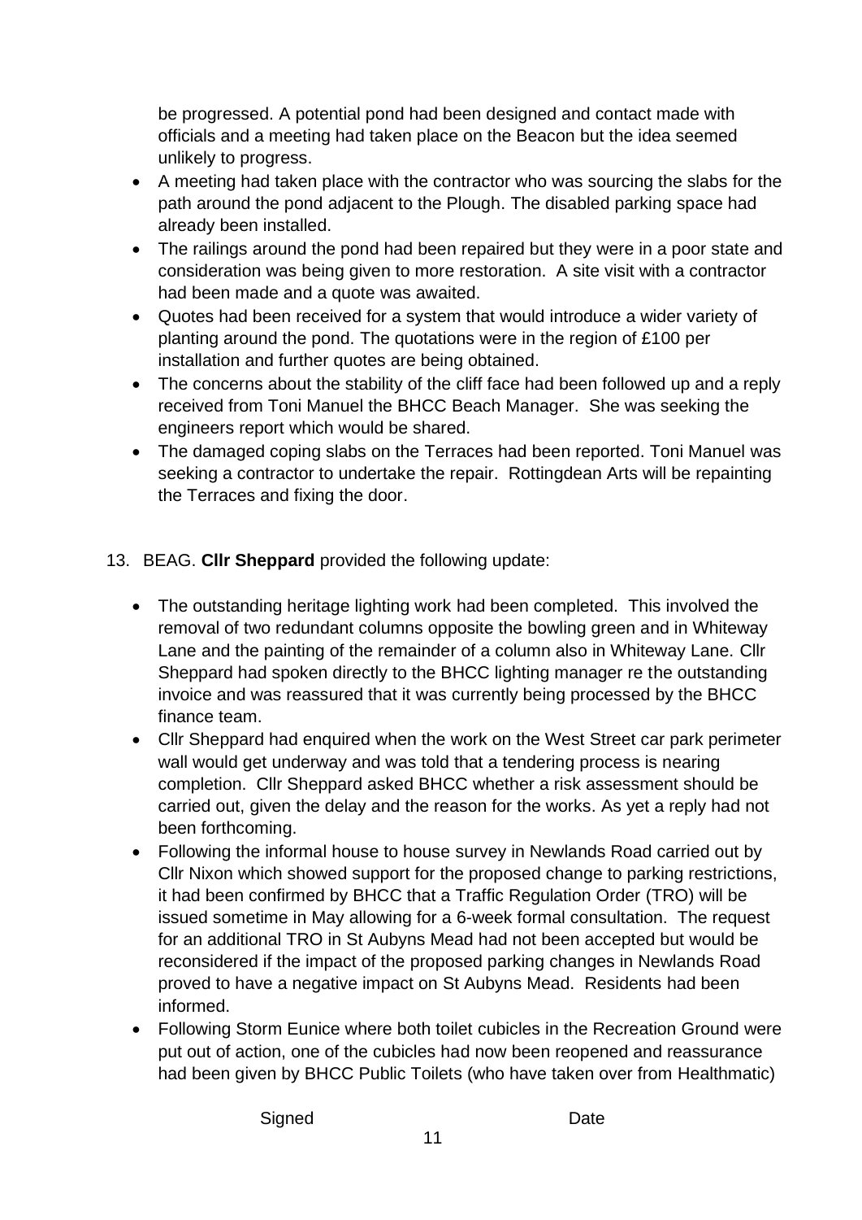be progressed. A potential pond had been designed and contact made with officials and a meeting had taken place on the Beacon but the idea seemed unlikely to progress.

- A meeting had taken place with the contractor who was sourcing the slabs for the path around the pond adjacent to the Plough. The disabled parking space had already been installed.
- The railings around the pond had been repaired but they were in a poor state and consideration was being given to more restoration. A site visit with a contractor had been made and a quote was awaited.
- Quotes had been received for a system that would introduce a wider variety of planting around the pond. The quotations were in the region of £100 per installation and further quotes are being obtained.
- The concerns about the stability of the cliff face had been followed up and a reply received from Toni Manuel the BHCC Beach Manager. She was seeking the engineers report which would be shared.
- The damaged coping slabs on the Terraces had been reported. Toni Manuel was seeking a contractor to undertake the repair. Rottingdean Arts will be repainting the Terraces and fixing the door.

13. BEAG. **Cllr Sheppard** provided the following update:

- The outstanding heritage lighting work had been completed. This involved the removal of two redundant columns opposite the bowling green and in Whiteway Lane and the painting of the remainder of a column also in Whiteway Lane. Cllr Sheppard had spoken directly to the BHCC lighting manager re the outstanding invoice and was reassured that it was currently being processed by the BHCC finance team.
- Cllr Sheppard had enquired when the work on the West Street car park perimeter wall would get underway and was told that a tendering process is nearing completion. Cllr Sheppard asked BHCC whether a risk assessment should be carried out, given the delay and the reason for the works. As yet a reply had not been forthcoming.
- Following the informal house to house survey in Newlands Road carried out by Cllr Nixon which showed support for the proposed change to parking restrictions, it had been confirmed by BHCC that a Traffic Regulation Order (TRO) will be issued sometime in May allowing for a 6-week formal consultation. The request for an additional TRO in St Aubyns Mead had not been accepted but would be reconsidered if the impact of the proposed parking changes in Newlands Road proved to have a negative impact on St Aubyns Mead. Residents had been informed.
- Following Storm Eunice where both toilet cubicles in the Recreation Ground were put out of action, one of the cubicles had now been reopened and reassurance had been given by BHCC Public Toilets (who have taken over from Healthmatic)

Signed Date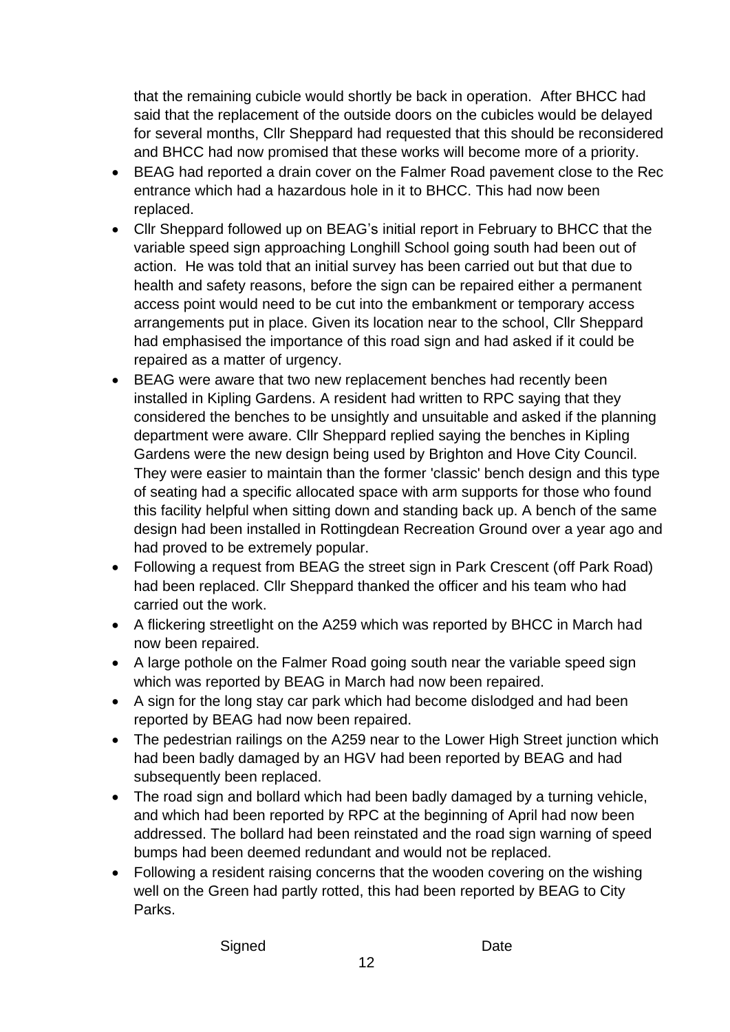that the remaining cubicle would shortly be back in operation. After BHCC had said that the replacement of the outside doors on the cubicles would be delayed for several months, Cllr Sheppard had requested that this should be reconsidered and BHCC had now promised that these works will become more of a priority.

- BEAG had reported a drain cover on the Falmer Road pavement close to the Rec entrance which had a hazardous hole in it to BHCC. This had now been replaced.
- Cllr Sheppard followed up on BEAG's initial report in February to BHCC that the variable speed sign approaching Longhill School going south had been out of action. He was told that an initial survey has been carried out but that due to health and safety reasons, before the sign can be repaired either a permanent access point would need to be cut into the embankment or temporary access arrangements put in place. Given its location near to the school, Cllr Sheppard had emphasised the importance of this road sign and had asked if it could be repaired as a matter of urgency.
- BEAG were aware that two new replacement benches had recently been installed in Kipling Gardens. A resident had written to RPC saying that they considered the benches to be unsightly and unsuitable and asked if the planning department were aware. Cllr Sheppard replied saying the benches in Kipling Gardens were the new design being used by Brighton and Hove City Council. They were easier to maintain than the former 'classic' bench design and this type of seating had a specific allocated space with arm supports for those who found this facility helpful when sitting down and standing back up. A bench of the same design had been installed in Rottingdean Recreation Ground over a year ago and had proved to be extremely popular.
- Following a request from BEAG the street sign in Park Crescent (off Park Road) had been replaced. Cllr Sheppard thanked the officer and his team who had carried out the work.
- A flickering streetlight on the A259 which was reported by BHCC in March had now been repaired.
- A large pothole on the Falmer Road going south near the variable speed sign which was reported by BEAG in March had now been repaired.
- A sign for the long stay car park which had become dislodged and had been reported by BEAG had now been repaired.
- The pedestrian railings on the A259 near to the Lower High Street junction which had been badly damaged by an HGV had been reported by BEAG and had subsequently been replaced.
- The road sign and bollard which had been badly damaged by a turning vehicle, and which had been reported by RPC at the beginning of April had now been addressed. The bollard had been reinstated and the road sign warning of speed bumps had been deemed redundant and would not be replaced.
- Following a resident raising concerns that the wooden covering on the wishing well on the Green had partly rotted, this had been reported by BEAG to City Parks.

Signed Date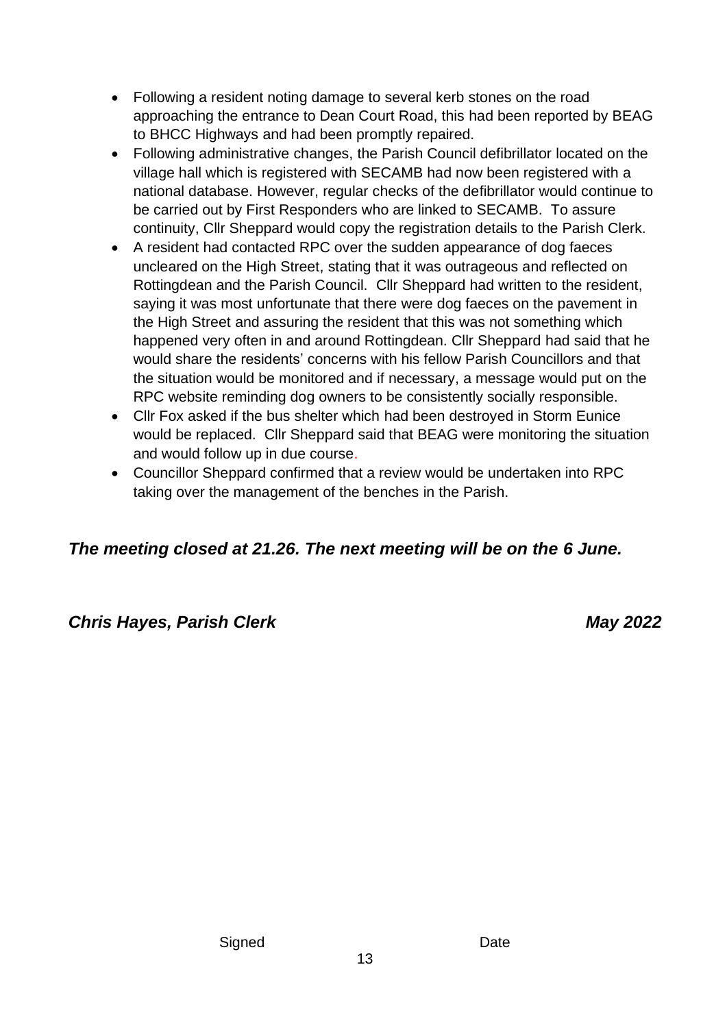- Following a resident noting damage to several kerb stones on the road approaching the entrance to Dean Court Road, this had been reported by BEAG to BHCC Highways and had been promptly repaired.
- Following administrative changes, the Parish Council defibrillator located on the village hall which is registered with SECAMB had now been registered with a national database. However, regular checks of the defibrillator would continue to be carried out by First Responders who are linked to SECAMB. To assure continuity, Cllr Sheppard would copy the registration details to the Parish Clerk.
- A resident had contacted RPC over the sudden appearance of dog faeces uncleared on the High Street, stating that it was outrageous and reflected on Rottingdean and the Parish Council. Cllr Sheppard had written to the resident, saying it was most unfortunate that there were dog faeces on the pavement in the High Street and assuring the resident that this was not something which happened very often in and around Rottingdean. Cllr Sheppard had said that he would share the residents' concerns with his fellow Parish Councillors and that the situation would be monitored and if necessary, a message would put on the RPC website reminding dog owners to be consistently socially responsible.
- Cllr Fox asked if the bus shelter which had been destroyed in Storm Eunice would be replaced. Cllr Sheppard said that BEAG were monitoring the situation and would follow up in due course.
- Councillor Sheppard confirmed that a review would be undertaken into RPC taking over the management of the benches in the Parish.

***The meeting closed at 21.26. The next meeting will be on the 6 June.***

***Chris Hayes, Parish Clerk*** ***May 2022***

Signed Date